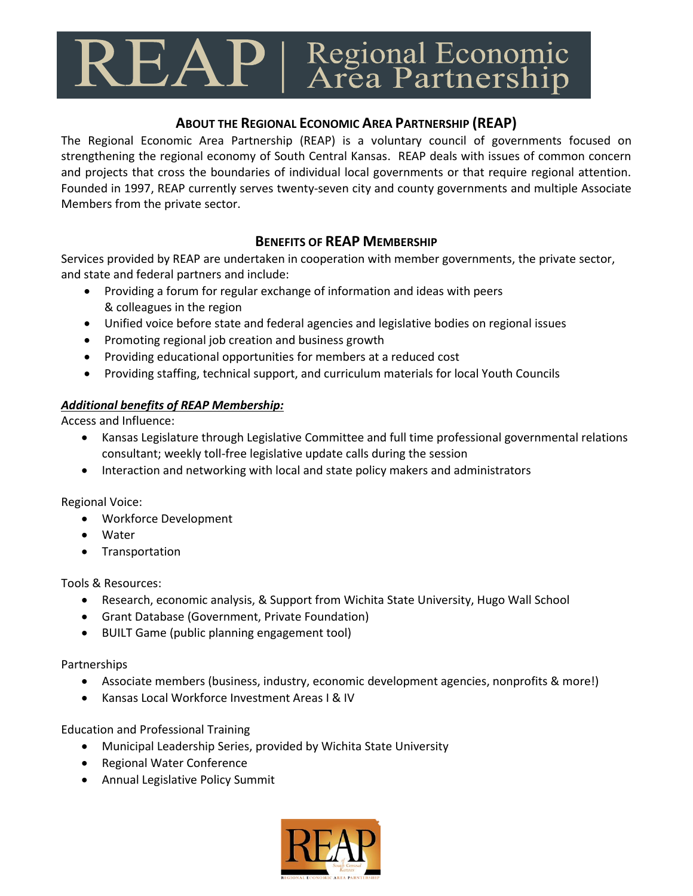# REAP | Regional Economic Area Partnership

## About the Regional Economic Area Partnership (REAP)

The Regional Economic Area Partnership (REAP) is a voluntary council of governments focused on strengthening the regional economy of South Central Kansas. REAP deals with issues of common concern and projects that cross the boundaries of individual local governments or that require regional attention. Founded in 1997, REAP currently serves twenty-seven city and county governments and multiple Associate Members from the private sector.

## Benefits of REAP Membership

Services provided by REAP are undertaken in cooperation with member governments, the private sector, and state and federal partners and include:

- Providing a forum for regular exchange of information and ideas with peers & colleagues in the region
- Unified voice before state and federal agencies and legislative bodies on regional issues
- Promoting regional job creation and business growth
- Providing educational opportunities for members at a reduced cost
- Providing staffing, technical support, and curriculum materials for local Youth Councils

***Additional benefits of REAP Membership:***

Access and Influence:

- Kansas Legislature through Legislative Committee and full time professional governmental relations consultant; weekly toll-free legislative update calls during the session
- Interaction and networking with local and state policy makers and administrators

Regional Voice:

- Workforce Development
- Water
- Transportation

Tools & Resources:

- Research, economic analysis, & Support from Wichita State University, Hugo Wall School
- Grant Database (Government, Private Foundation)
- BUILT Game (public planning engagement tool)

Partnerships

- Associate members (business, industry, economic development agencies, nonprofits & more!)
- Kansas Local Workforce Investment Areas I & IV

Education and Professional Training

- Municipal Leadership Series, provided by Wichita State University
- Regional Water Conference
- Annual Legislative Policy Summit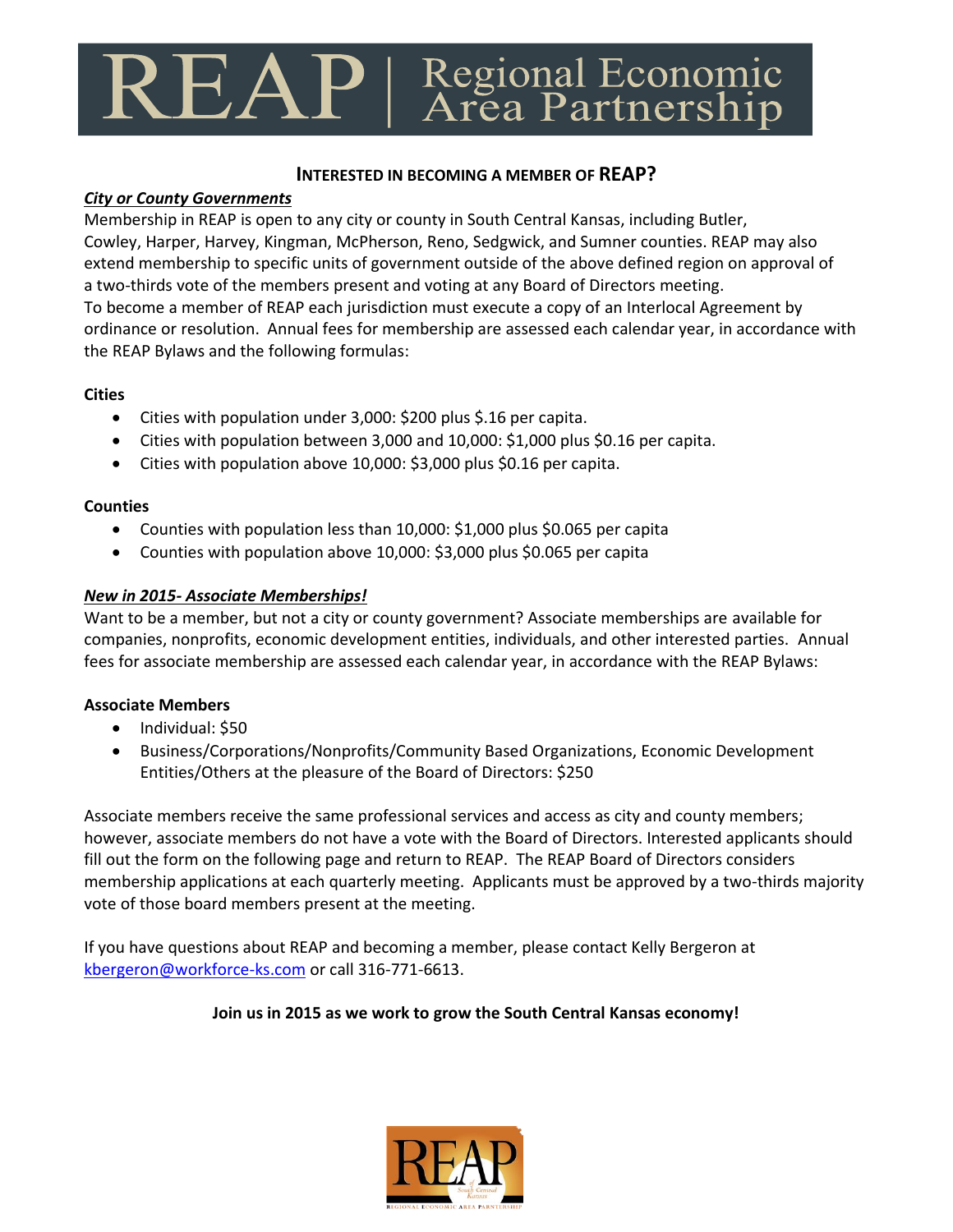# REAP | Regional Economic Area Partnership

## INTERESTED IN BECOMING A MEMBER OF REAP?

***City or County Governments***

Membership in REAP is open to any city or county in South Central Kansas, including Butler, Cowley, Harper, Harvey, Kingman, McPherson, Reno, Sedgwick, and Sumner counties. REAP may also extend membership to specific units of government outside of the above defined region on approval of a two-thirds vote of the members present and voting at any Board of Directors meeting.
To become a member of REAP each jurisdiction must execute a copy of an Interlocal Agreement by ordinance or resolution. Annual fees for membership are assessed each calendar year, in accordance with the REAP Bylaws and the following formulas:

**Cities**

- Cities with population under 3,000: $200 plus $.16 per capita.
- Cities with population between 3,000 and 10,000: $1,000 plus $0.16 per capita.
- Cities with population above 10,000: $3,000 plus $0.16 per capita.

**Counties**

- Counties with population less than 10,000: $1,000 plus $0.065 per capita
- Counties with population above 10,000: $3,000 plus $0.065 per capita

***New in 2015- Associate Memberships!***

Want to be a member, but not a city or county government? Associate memberships are available for companies, nonprofits, economic development entities, individuals, and other interested parties. Annual fees for associate membership are assessed each calendar year, in accordance with the REAP Bylaws:

**Associate Members**

- Individual: $50
- Business/Corporations/Nonprofits/Community Based Organizations, Economic Development Entities/Others at the pleasure of the Board of Directors: $250

Associate members receive the same professional services and access as city and county members; however, associate members do not have a vote with the Board of Directors. Interested applicants should fill out the form on the following page and return to REAP. The REAP Board of Directors considers membership applications at each quarterly meeting. Applicants must be approved by a two-thirds majority vote of those board members present at the meeting.

If you have questions about REAP and becoming a member, please contact Kelly Bergeron at kbergeron@workforce-ks.com or call 316-771-6613.

**Join us in 2015 as we work to grow the South Central Kansas economy!**

REAP South Central Kansas
REGIONAL ECONOMIC AREA PARTNERSHIP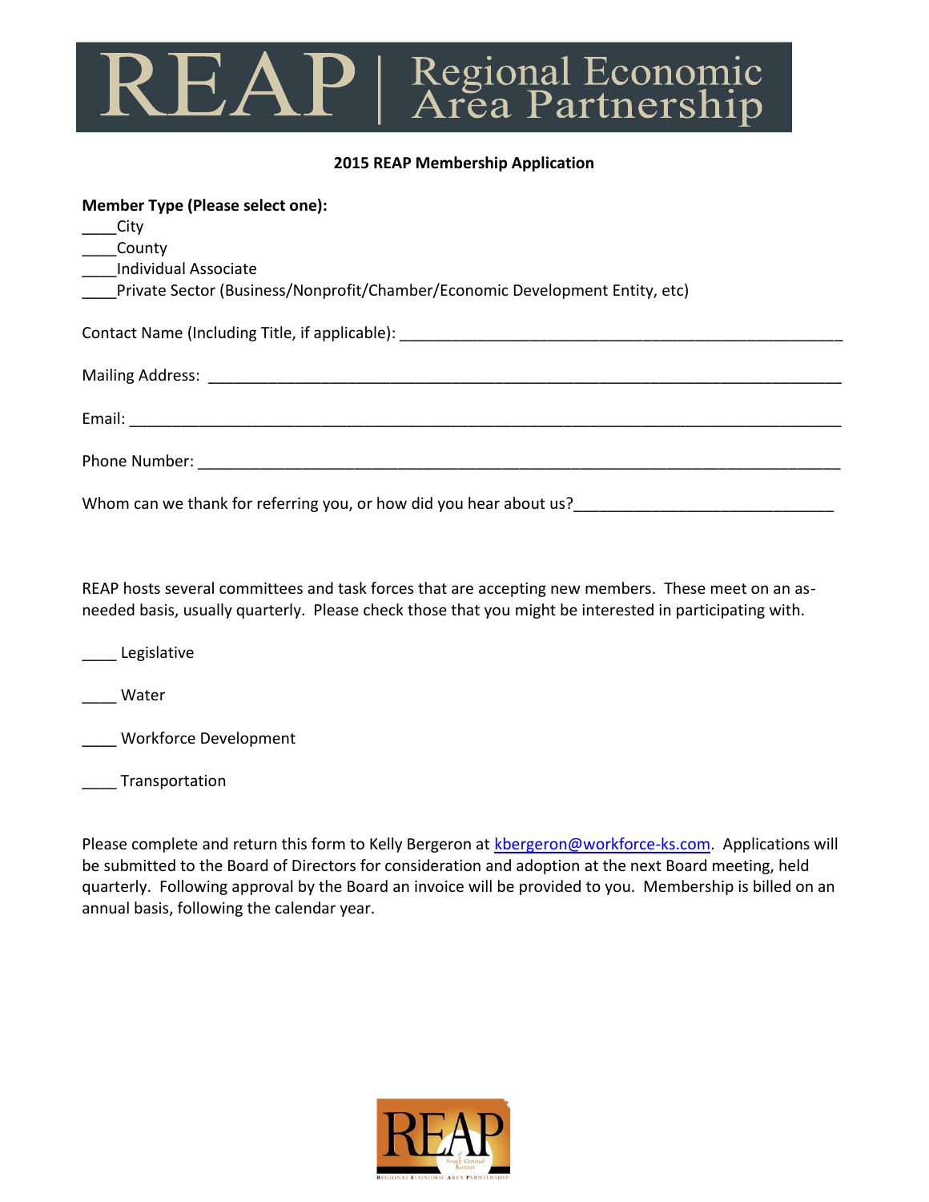# REAP | Regional Economic Area Partnership

**2015 REAP Membership Application**

**Member Type (Please select one):**

____City
____County
____Individual Associate
____Private Sector (Business/Nonprofit/Chamber/Economic Development Entity, etc)

Contact Name (Including Title, if applicable): ____________________________________________________

Mailing Address: ________________________________________________________________________

Email: ___________________________________________________________________________________

Phone Number: ___________________________________________________________________________

Whom can we thank for referring you, or how did you hear about us?______________________________

REAP hosts several committees and task forces that are accepting new members. These meet on an as-needed basis, usually quarterly. Please check those that you might be interested in participating with.

____ Legislative

____ Water

____ Workforce Development

____ Transportation

Please complete and return this form to Kelly Bergeron at kbergeron@workforce-ks.com. Applications will be submitted to the Board of Directors for consideration and adoption at the next Board meeting, held quarterly. Following approval by the Board an invoice will be provided to you. Membership is billed on an annual basis, following the calendar year.

REAP
South Central Kansas
REGIONAL ECONOMIC AREA PARTNERSHIP